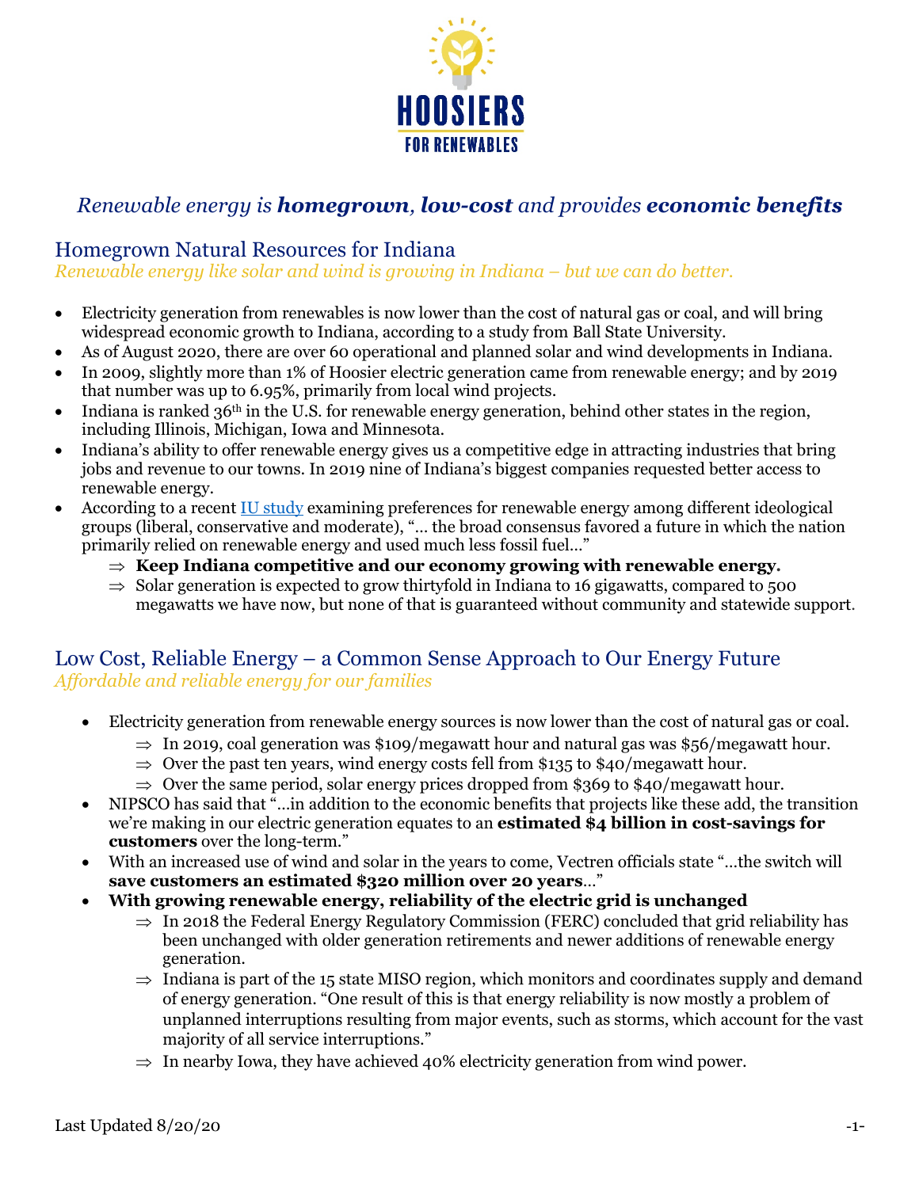HOOSIERS
FOR RENEWABLES

*Renewable energy is **homegrown**, **low-cost** and provides **economic benefits***

## Homegrown Natural Resources for Indiana

*Renewable energy like solar and wind is growing in Indiana – but we can do better.*

- Electricity generation from renewables is now lower than the cost of natural gas or coal, and will bring widespread economic growth to Indiana, according to a study from Ball State University.
- As of August 2020, there are over 60 operational and planned solar and wind developments in Indiana.
- In 2009, slightly more than 1% of Hoosier electric generation came from renewable energy; and by 2019 that number was up to 6.95%, primarily from local wind projects.
- Indiana is ranked 36th in the U.S. for renewable energy generation, behind other states in the region, including Illinois, Michigan, Iowa and Minnesota.
- Indiana's ability to offer renewable energy gives us a competitive edge in attracting industries that bring jobs and revenue to our towns. In 2019 nine of Indiana's biggest companies requested better access to renewable energy.
- According to a recent IU study examining preferences for renewable energy among different ideological groups (liberal, conservative and moderate), "… the broad consensus favored a future in which the nation primarily relied on renewable energy and used much less fossil fuel…"
  - ⇒ **Keep Indiana competitive and our economy growing with renewable energy.**
  - ⇒ Solar generation is expected to grow thirtyfold in Indiana to 16 gigawatts, compared to 500 megawatts we have now, but none of that is guaranteed without community and statewide support.

## Low Cost, Reliable Energy – a Common Sense Approach to Our Energy Future

*Affordable and reliable energy for our families*

- Electricity generation from renewable energy sources is now lower than the cost of natural gas or coal.
  - ⇒ In 2019, coal generation was $109/megawatt hour and natural gas was $56/megawatt hour.
  - ⇒ Over the past ten years, wind energy costs fell from $135 to $40/megawatt hour.
  - ⇒ Over the same period, solar energy prices dropped from $369 to $40/megawatt hour.
- NIPSCO has said that "…in addition to the economic benefits that projects like these add, the transition we're making in our electric generation equates to an **estimated $4 billion in cost-savings for customers** over the long-term."
- With an increased use of wind and solar in the years to come, Vectren officials state "…the switch will **save customers an estimated $320 million over 20 years**…"
- **With growing renewable energy, reliability of the electric grid is unchanged**
  - ⇒ In 2018 the Federal Energy Regulatory Commission (FERC) concluded that grid reliability has been unchanged with older generation retirements and newer additions of renewable energy generation.
  - ⇒ Indiana is part of the 15 state MISO region, which monitors and coordinates supply and demand of energy generation. "One result of this is that energy reliability is now mostly a problem of unplanned interruptions resulting from major events, such as storms, which account for the vast majority of all service interruptions."
  - ⇒ In nearby Iowa, they have achieved 40% electricity generation from wind power.

Last Updated 8/20/20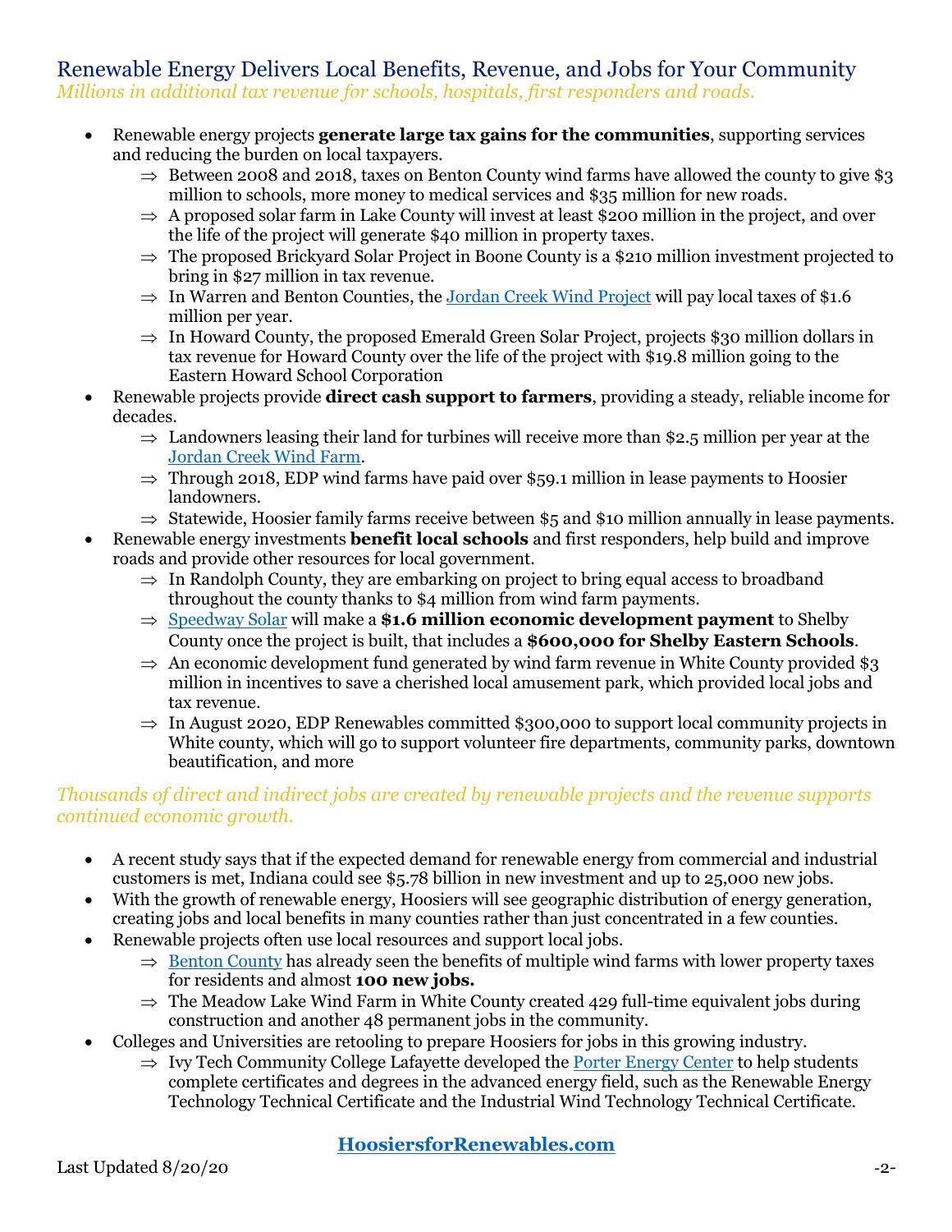## Renewable Energy Delivers Local Benefits, Revenue, and Jobs for Your Community

*Millions in additional tax revenue for schools, hospitals, first responders and roads.*

- Renewable energy projects **generate large tax gains for the communities**, supporting services and reducing the burden on local taxpayers.
  - ⇒ Between 2008 and 2018, taxes on Benton County wind farms have allowed the county to give $3 million to schools, more money to medical services and $35 million for new roads.
  - ⇒ A proposed solar farm in Lake County will invest at least $200 million in the project, and over the life of the project will generate $40 million in property taxes.
  - ⇒ The proposed Brickyard Solar Project in Boone County is a $210 million investment projected to bring in $27 million in tax revenue.
  - ⇒ In Warren and Benton Counties, the Jordan Creek Wind Project will pay local taxes of $1.6 million per year.
  - ⇒ In Howard County, the proposed Emerald Green Solar Project, projects $30 million dollars in tax revenue for Howard County over the life of the project with $19.8 million going to the Eastern Howard School Corporation
- Renewable projects provide **direct cash support to farmers**, providing a steady, reliable income for decades.
  - ⇒ Landowners leasing their land for turbines will receive more than $2.5 million per year at the Jordan Creek Wind Farm.
  - ⇒ Through 2018, EDP wind farms have paid over $59.1 million in lease payments to Hoosier landowners.
  - ⇒ Statewide, Hoosier family farms receive between $5 and $10 million annually in lease payments.
- Renewable energy investments **benefit local schools** and first responders, help build and improve roads and provide other resources for local government.
  - ⇒ In Randolph County, they are embarking on project to bring equal access to broadband throughout the county thanks to $4 million from wind farm payments.
  - ⇒ Speedway Solar will make a **$1.6 million economic development payment** to Shelby County once the project is built, that includes a **$600,000 for Shelby Eastern Schools**.
  - ⇒ An economic development fund generated by wind farm revenue in White County provided $3 million in incentives to save a cherished local amusement park, which provided local jobs and tax revenue.
  - ⇒ In August 2020, EDP Renewables committed $300,000 to support local community projects in White county, which will go to support volunteer fire departments, community parks, downtown beautification, and more

*Thousands of direct and indirect jobs are created by renewable projects and the revenue supports continued economic growth.*

- A recent study says that if the expected demand for renewable energy from commercial and industrial customers is met, Indiana could see $5.78 billion in new investment and up to 25,000 new jobs.
- With the growth of renewable energy, Hoosiers will see geographic distribution of energy generation, creating jobs and local benefits in many counties rather than just concentrated in a few counties.
- Renewable projects often use local resources and support local jobs.
  - ⇒ Benton County has already seen the benefits of multiple wind farms with lower property taxes for residents and almost **100 new jobs.**
  - ⇒ The Meadow Lake Wind Farm in White County created 429 full-time equivalent jobs during construction and another 48 permanent jobs in the community.
- Colleges and Universities are retooling to prepare Hoosiers for jobs in this growing industry.
  - ⇒ Ivy Tech Community College Lafayette developed the Porter Energy Center to help students complete certificates and degrees in the advanced energy field, such as the Renewable Energy Technology Technical Certificate and the Industrial Wind Technology Technical Certificate.

**HoosiersforRenewables.com**

Last Updated 8/20/20